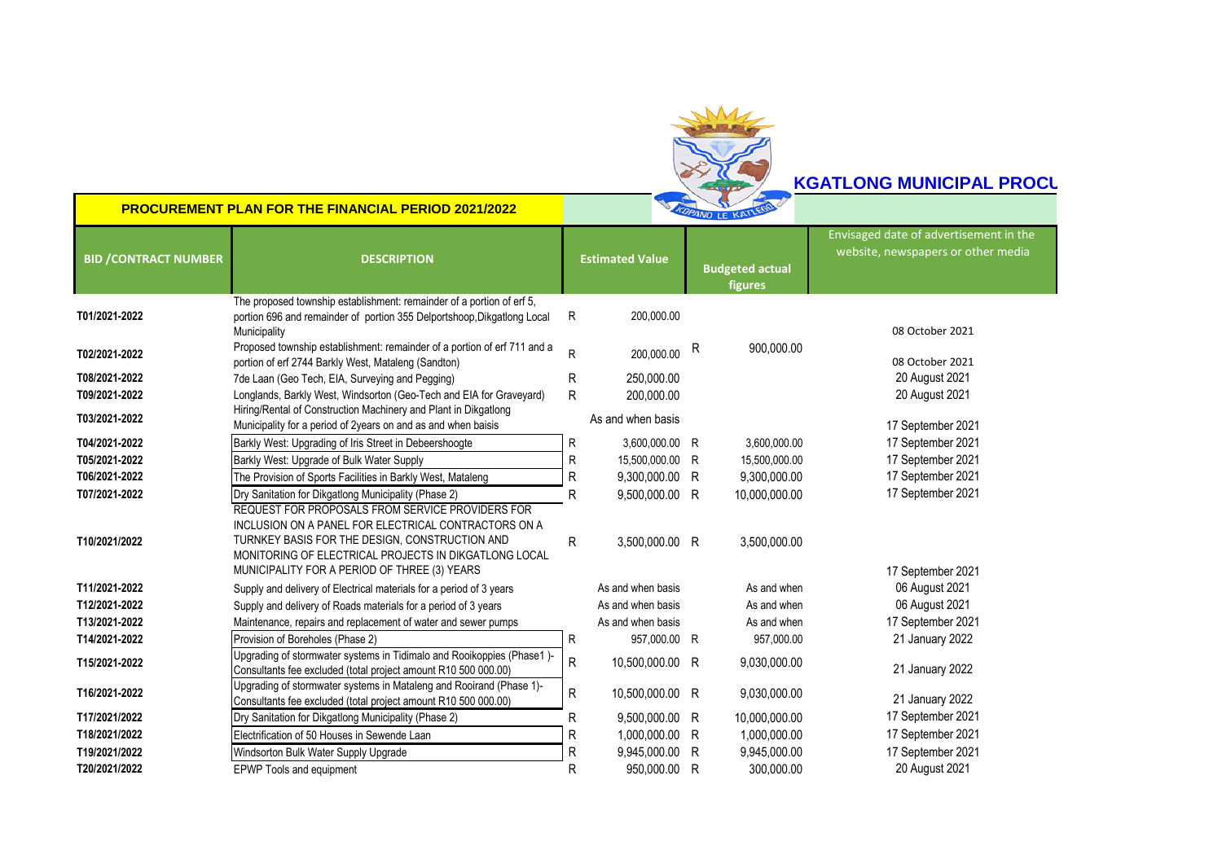## KGATLONG MUNICIPAL PROCU

### PROCUREMENT PLAN FOR THE FINANCIAL PERIOD 2021/2022

| BID /CONTRACT NUMBER | DESCRIPTION | Estimated Value | Budgeted actual figures | Envisaged date of advertisement in the website, newspapers or other media |
|---|---|---|---|---|
| T01/2021-2022 | The proposed township establishment: remainder of a portion of erf 5, portion 696 and remainder of portion 355 Delportshoop,Dikgatlong Local Municipality | R 200,000.00 | | 08 October 2021 |
| T02/2021-2022 | Proposed township establishment: remainder of a portion of erf 711 and a portion of erf 2744 Barkly West, Mataleng (Sandton) | R 200,000.00 | R 900,000.00 | 08 October 2021 |
| T08/2021-2022 | 7de Laan (Geo Tech, EIA, Surveying and Pegging) | R 250,000.00 | | 20 August 2021 |
| T09/2021-2022 | Longlands, Barkly West, Windsorton (Geo-Tech and EIA for Graveyard) | R 200,000.00 | | 20 August 2021 |
| T03/2021-2022 | Hiring/Rental of Construction Machinery and Plant in Dikgatlong Municipality for a period of 2years on and as and when baisis | As and when basis | | 17 September 2021 |
| T04/2021-2022 | Barkly West: Upgrading of Iris Street in Debeershoogte | R 3,600,000.00 | R 3,600,000.00 | 17 September 2021 |
| T05/2021-2022 | Barkly West: Upgrade of Bulk Water Supply | R 15,500,000.00 | R 15,500,000.00 | 17 September 2021 |
| T06/2021-2022 | The Provision of Sports Facilities in Barkly West, Mataleng | R 9,300,000.00 | R 9,300,000.00 | 17 September 2021 |
| T07/2021-2022 | Dry Sanitation for Dikgatlong Municipality (Phase 2) | R 9,500,000.00 | R 10,000,000.00 | 17 September 2021 |
| T10/2021/2022 | REQUEST FOR PROPOSALS FROM SERVICE PROVIDERS FOR INCLUSION ON A PANEL FOR ELECTRICAL CONTRACTORS ON A TURNKEY BASIS FOR THE DESIGN, CONSTRUCTION AND MONITORING OF ELECTRICAL PROJECTS IN DIKGATLONG LOCAL MUNICIPALITY FOR A PERIOD OF THREE (3) YEARS | R 3,500,000.00 | R 3,500,000.00 | 17 September 2021 |
| T11/2021-2022 | Supply and delivery of Electrical materials for a period of 3 years | As and when basis | As and when | 06 August 2021 |
| T12/2021-2022 | Supply and delivery of Roads materials for a period of 3 years | As and when basis | As and when | 06 August 2021 |
| T13/2021-2022 | Maintenance, repairs and replacement of water and sewer pumps | As and when basis | As and when | 17 September 2021 |
| T14/2021-2022 | Provision of Boreholes (Phase 2) | R 957,000.00 | R 957,000.00 | 21 January 2022 |
| T15/2021-2022 | Upgrading of stormwater systems in Tidimalo and Rooikoppies (Phase1 )- Consultants fee excluded (total project amount R10 500 000.00) | R 10,500,000.00 | R 9,030,000.00 | 21 January 2022 |
| T16/2021-2022 | Upgrading of stormwater systems in Mataleng and Rooirand (Phase 1)- Consultants fee excluded (total project amount R10 500 000.00) | R 10,500,000.00 | R 9,030,000.00 | 21 January 2022 |
| T17/2021/2022 | Dry Sanitation for Dikgatlong Municipality (Phase 2) | R 9,500,000.00 | R 10,000,000.00 | 17 September 2021 |
| T18/2021/2022 | Electrification of 50 Houses in Sewende Laan | R 1,000,000.00 | R 1,000,000.00 | 17 September 2021 |
| T19/2021/2022 | Windsorton Bulk Water Supply Upgrade | R 9,945,000.00 | R 9,945,000.00 | 17 September 2021 |
| T20/2021/2022 | EPWP Tools and equipment | R 950,000.00 | R 300,000.00 | 20 August 2021 |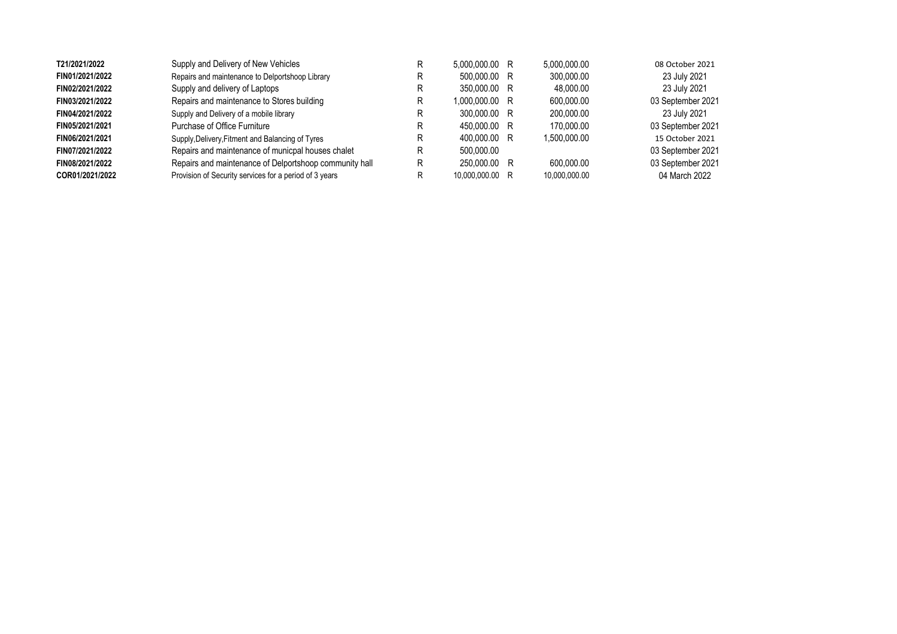| | | | | | | |
|---|---|---|---|---|---|---|
| **T21/2021/2022** | Supply and Delivery of New Vehicles | R | 5,000,000.00 | R | 5,000,000.00 | 08 October 2021 |
| **FIN01/2021/2022** | Repairs and maintenance to Delportshoop Library | R | 500,000.00 | R | 300,000.00 | 23 July 2021 |
| **FIN02/2021/2022** | Supply and delivery of Laptops | R | 350,000.00 | R | 48,000.00 | 23 July 2021 |
| **FIN03/2021/2022** | Repairs and maintenance to Stores building | R | 1,000,000.00 | R | 600,000.00 | 03 September 2021 |
| **FIN04/2021/2022** | Supply and Delivery of a mobile library | R | 300,000.00 | R | 200,000.00 | 23 July 2021 |
| **FIN05/2021/2021** | Purchase of Office Furniture | R | 450,000.00 | R | 170,000.00 | 03 September 2021 |
| **FIN06/2021/2021** | Supply,Delivery,Fitment and Balancing of Tyres | R | 400,000.00 | R | 1,500,000.00 | 15 October 2021 |
| **FIN07/2021/2022** | Repairs and maintenance of municpal houses chalet | R | 500,000.00 | | | 03 September 2021 |
| **FIN08/2021/2022** | Repairs and maintenance of Delportshoop community hall | R | 250,000.00 | R | 600,000.00 | 03 September 2021 |
| **COR01/2021/2022** | Provision of Security services for a period of 3 years | R | 10,000,000.00 | R | 10,000,000.00 | 04 March 2022 |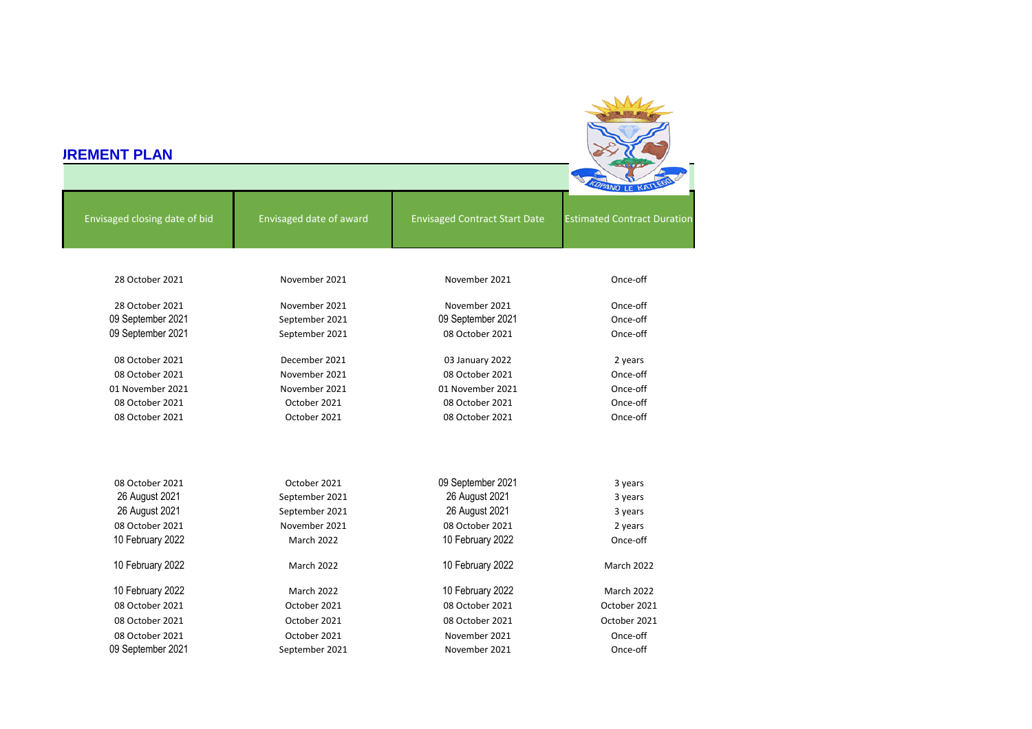## URREMENT PLAN

| Envisaged closing date of bid | Envisaged date of award | Envisaged Contract Start Date | Estimated Contract Duration |
|---|---|---|---|
| 28 October 2021 | November 2021 | November 2021 | Once-off |
| 28 October 2021 | November 2021 | November 2021 | Once-off |
| 09 September 2021 | September 2021 | 09 September 2021 | Once-off |
| 09 September 2021 | September 2021 | 08 October 2021 | Once-off |
| 08 October 2021 | December 2021 | 03 January 2022 | 2 years |
| 08 October 2021 | November 2021 | 08 October 2021 | Once-off |
| 01 November 2021 | November 2021 | 01 November 2021 | Once-off |
| 08 October 2021 | October 2021 | 08 October 2021 | Once-off |
| 08 October 2021 | October 2021 | 08 October 2021 | Once-off |
| | | | |
| 08 October 2021 | October 2021 | 09 September 2021 | 3 years |
| 26 August 2021 | September 2021 | 26 August 2021 | 3 years |
| 26 August 2021 | September 2021 | 26 August 2021 | 3 years |
| 08 October 2021 | November 2021 | 08 October 2021 | 2 years |
| 10 February 2022 | March 2022 | 10 February 2022 | Once-off |
| 10 February 2022 | March 2022 | 10 February 2022 | March 2022 |
| 10 February 2022 | March 2022 | 10 February 2022 | March 2022 |
| 08 October 2021 | October 2021 | 08 October 2021 | October 2021 |
| 08 October 2021 | October 2021 | 08 October 2021 | October 2021 |
| 08 October 2021 | October 2021 | November 2021 | Once-off |
| 09 September 2021 | September 2021 | November 2021 | Once-off |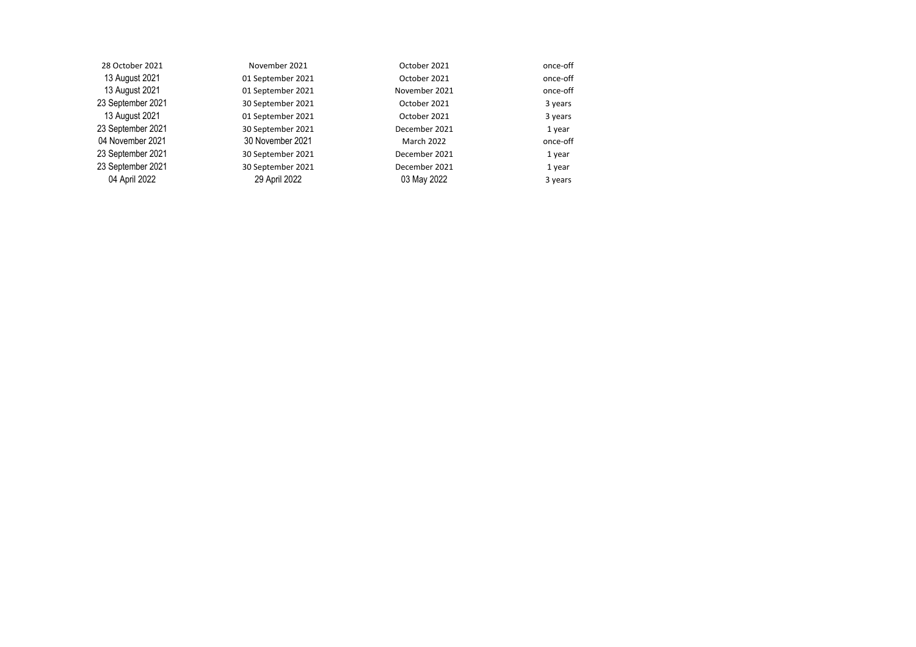| | | | |
|---|---|---|---|
| 28 October 2021 | November 2021 | October 2021 | once-off |
| 13 August 2021 | 01 September 2021 | October 2021 | once-off |
| 13 August 2021 | 01 September 2021 | November 2021 | once-off |
| 23 September 2021 | 30 September 2021 | October 2021 | 3 years |
| 13 August 2021 | 01 September 2021 | October 2021 | 3 years |
| 23 September 2021 | 30 September 2021 | December 2021 | 1 year |
| 04 November 2021 | 30 November 2021 | March 2022 | once-off |
| 23 September 2021 | 30 September 2021 | December 2021 | 1 year |
| 23 September 2021 | 30 September 2021 | December 2021 | 1 year |
| 04 April 2022 | 29 April 2022 | 03 May 2022 | 3 years |